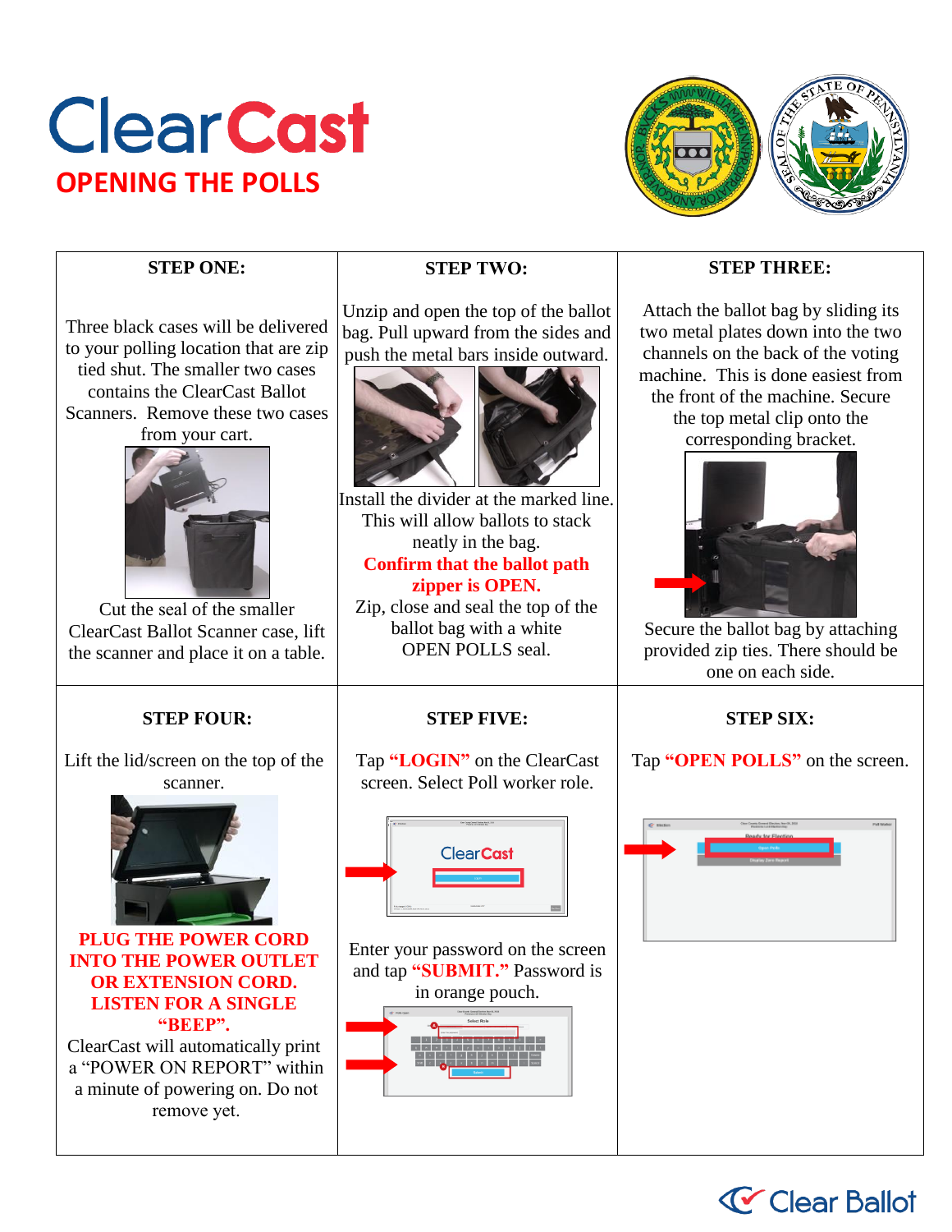# ClearCast

## OPENING THE POLLS

| STEP ONE: | STEP TWO: | STEP THREE: |
|---|---|---|
| Three black cases will be delivered to your polling location that are zip tied shut. The smaller two cases contains the ClearCast Ballot Scanners. Remove these two cases from your cart. Cut the seal of the smaller ClearCast Ballot Scanner case, lift the scanner and place it on a table. | Unzip and open the top of the ballot bag. Pull upward from the sides and push the metal bars inside outward. Install the divider at the marked line. This will allow ballots to stack neatly in the bag. **Confirm that the ballot path zipper is OPEN.** Zip, close and seal the top of the ballot bag with a white OPEN POLLS seal. | Attach the ballot bag by sliding its two metal plates down into the two channels on the back of the voting machine. This is done easiest from the front of the machine. Secure the top metal clip onto the corresponding bracket. Secure the ballot bag by attaching provided zip ties. There should be one on each side. |

| STEP FOUR: | STEP FIVE: | STEP SIX: |
|---|---|---|
| Lift the lid/screen on the top of the scanner. **PLUG THE POWER CORD INTO THE POWER OUTLET OR EXTENSION CORD. LISTEN FOR A SINGLE "BEEP".** ClearCast will automatically print a "POWER ON REPORT" within a minute of powering on. Do not remove yet. | Tap **"LOGIN"** on the ClearCast screen. Select Poll worker role. Enter your password on the screen and tap **"SUBMIT."** Password is in orange pouch. | Tap **"OPEN POLLS"** on the screen. |

Clear Ballot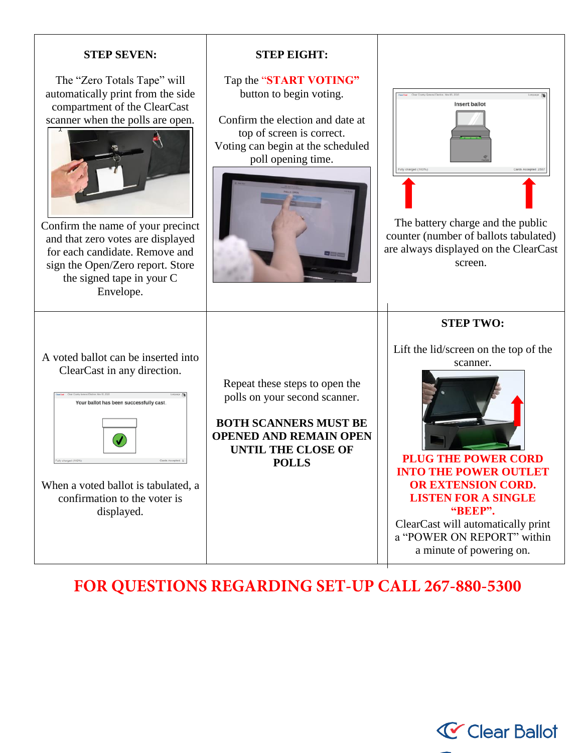**STEP SEVEN:**

The "Zero Totals Tape" will automatically print from the side compartment of the ClearCast scanner when the polls are open.

Confirm the name of your precinct and that zero votes are displayed for each candidate. Remove and sign the Open/Zero report. Store the signed tape in your C Envelope.

**STEP EIGHT:**

Tap the **"START VOTING"** button to begin voting.

Confirm the election and date at top of screen is correct. Voting can begin at the scheduled poll opening time.

The battery charge and the public counter (number of ballots tabulated) are always displayed on the ClearCast screen.

A voted ballot can be inserted into ClearCast in any direction.

When a voted ballot is tabulated, a confirmation to the voter is displayed.

Repeat these steps to open the polls on your second scanner.

**BOTH SCANNERS MUST BE OPENED AND REMAIN OPEN UNTIL THE CLOSE OF POLLS**

**STEP TWO:**

Lift the lid/screen on the top of the scanner.

**PLUG THE POWER CORD INTO THE POWER OUTLET OR EXTENSION CORD. LISTEN FOR A SINGLE "BEEP".**

ClearCast will automatically print a "POWER ON REPORT" within a minute of powering on.

**FOR QUESTIONS REGARDING SET-UP CALL 267-880-5300**

Clear Ballot